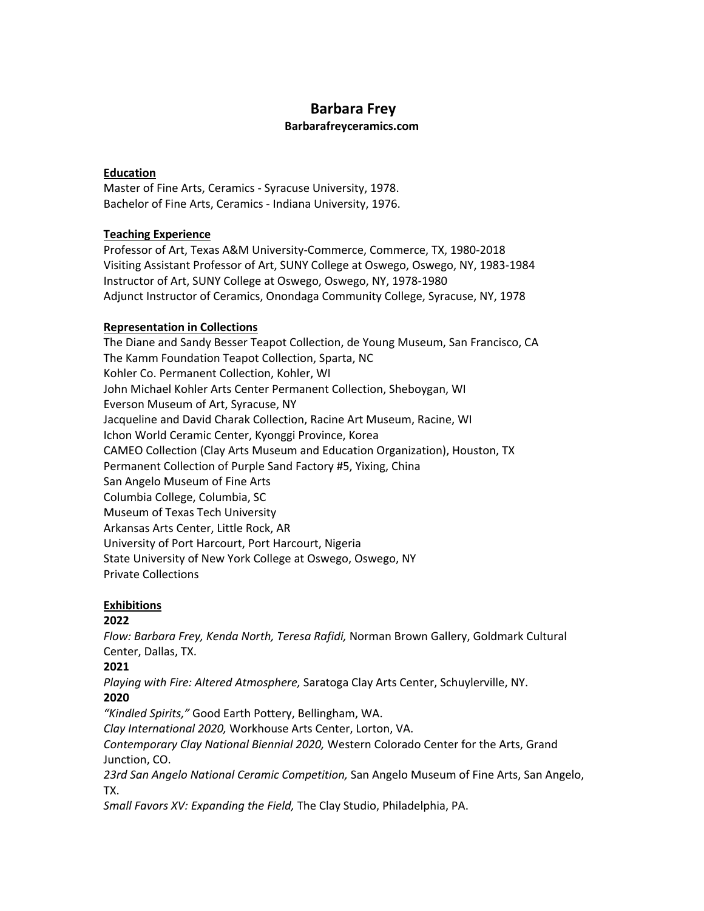# Barbara Frey

**Barbarafreyceramics.com**

## Education

Master of Fine Arts, Ceramics - Syracuse University, 1978.
Bachelor of Fine Arts, Ceramics - Indiana University, 1976.

## Teaching Experience

Professor of Art, Texas A&M University-Commerce, Commerce, TX, 1980-2018
Visiting Assistant Professor of Art, SUNY College at Oswego, Oswego, NY, 1983-1984
Instructor of Art, SUNY College at Oswego, Oswego, NY, 1978-1980
Adjunct Instructor of Ceramics, Onondaga Community College, Syracuse, NY, 1978

## Representation in Collections

The Diane and Sandy Besser Teapot Collection, de Young Museum, San Francisco, CA
The Kamm Foundation Teapot Collection, Sparta, NC
Kohler Co. Permanent Collection, Kohler, WI
John Michael Kohler Arts Center Permanent Collection, Sheboygan, WI
Everson Museum of Art, Syracuse, NY
Jacqueline and David Charak Collection, Racine Art Museum, Racine, WI
Ichon World Ceramic Center, Kyonggi Province, Korea
CAMEO Collection (Clay Arts Museum and Education Organization), Houston, TX
Permanent Collection of Purple Sand Factory #5, Yixing, China
San Angelo Museum of Fine Arts
Columbia College, Columbia, SC
Museum of Texas Tech University
Arkansas Arts Center, Little Rock, AR
University of Port Harcourt, Port Harcourt, Nigeria
State University of New York College at Oswego, Oswego, NY
Private Collections

## Exhibitions

**2022**

*Flow: Barbara Frey, Kenda North, Teresa Rafidi,* Norman Brown Gallery, Goldmark Cultural Center, Dallas, TX.

**2021**

*Playing with Fire: Altered Atmosphere,* Saratoga Clay Arts Center, Schuylerville, NY.

**2020**

*"Kindled Spirits,"* Good Earth Pottery, Bellingham, WA.
*Clay International 2020,* Workhouse Arts Center, Lorton, VA.
*Contemporary Clay National Biennial 2020,* Western Colorado Center for the Arts, Grand Junction, CO.
*23rd San Angelo National Ceramic Competition,* San Angelo Museum of Fine Arts, San Angelo, TX.
*Small Favors XV: Expanding the Field,* The Clay Studio, Philadelphia, PA.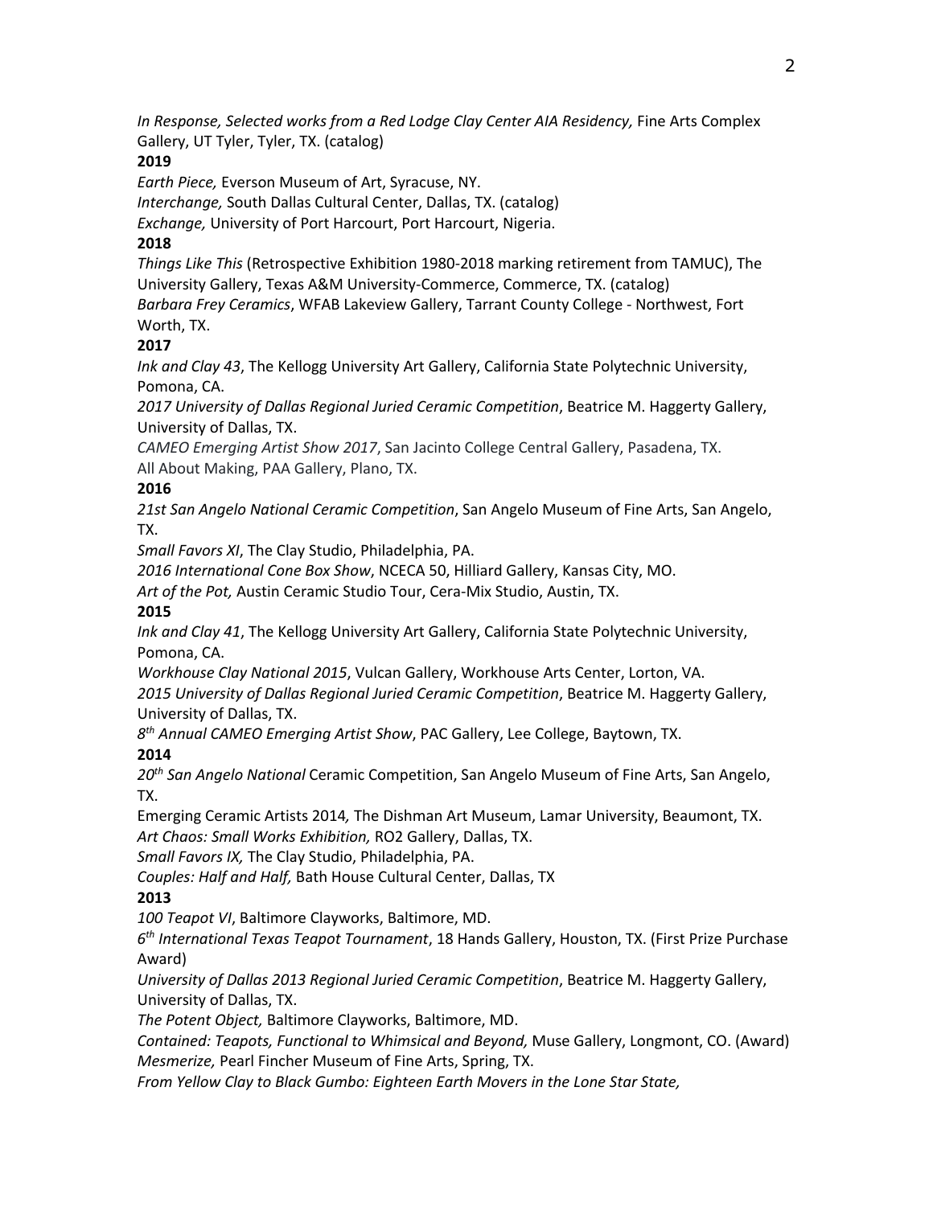*In Response, Selected works from a Red Lodge Clay Center AIA Residency,* Fine Arts Complex Gallery, UT Tyler, Tyler, TX. (catalog)

**2019**

*Earth Piece,* Everson Museum of Art, Syracuse, NY.
*Interchange,* South Dallas Cultural Center, Dallas, TX. (catalog)
*Exchange,* University of Port Harcourt, Port Harcourt, Nigeria.

**2018**

*Things Like This* (Retrospective Exhibition 1980-2018 marking retirement from TAMUC), The University Gallery, Texas A&M University-Commerce, Commerce, TX. (catalog)
*Barbara Frey Ceramics*, WFAB Lakeview Gallery, Tarrant County College - Northwest, Fort Worth, TX.

**2017**

*Ink and Clay 43*, The Kellogg University Art Gallery, California State Polytechnic University, Pomona, CA.
*2017 University of Dallas Regional Juried Ceramic Competition*, Beatrice M. Haggerty Gallery, University of Dallas, TX.
*CAMEO Emerging Artist Show 2017*, San Jacinto College Central Gallery, Pasadena, TX.
All About Making, PAA Gallery, Plano, TX.

**2016**

*21st San Angelo National Ceramic Competition*, San Angelo Museum of Fine Arts, San Angelo, TX.
*Small Favors XI*, The Clay Studio, Philadelphia, PA.
*2016 International Cone Box Show*, NCECA 50, Hilliard Gallery, Kansas City, MO.
*Art of the Pot,* Austin Ceramic Studio Tour, Cera-Mix Studio, Austin, TX.

**2015**

*Ink and Clay 41*, The Kellogg University Art Gallery, California State Polytechnic University, Pomona, CA.
*Workhouse Clay National 2015*, Vulcan Gallery, Workhouse Arts Center, Lorton, VA.
*2015 University of Dallas Regional Juried Ceramic Competition*, Beatrice M. Haggerty Gallery, University of Dallas, TX.
*8th Annual CAMEO Emerging Artist Show*, PAC Gallery, Lee College, Baytown, TX.

**2014**

*20th San Angelo National* Ceramic Competition, San Angelo Museum of Fine Arts, San Angelo, TX.
Emerging Ceramic Artists 2014*,* The Dishman Art Museum, Lamar University, Beaumont, TX.
*Art Chaos: Small Works Exhibition,* RO2 Gallery, Dallas, TX.
*Small Favors IX,* The Clay Studio, Philadelphia, PA.
*Couples: Half and Half,* Bath House Cultural Center, Dallas, TX

**2013**

*100 Teapot VI*, Baltimore Clayworks, Baltimore, MD.
*6th International Texas Teapot Tournament*, 18 Hands Gallery, Houston, TX. (First Prize Purchase Award)
*University of Dallas 2013 Regional Juried Ceramic Competition*, Beatrice M. Haggerty Gallery, University of Dallas, TX.
*The Potent Object,* Baltimore Clayworks, Baltimore, MD.
*Contained: Teapots, Functional to Whimsical and Beyond,* Muse Gallery, Longmont, CO. (Award)
*Mesmerize,* Pearl Fincher Museum of Fine Arts, Spring, TX.
*From Yellow Clay to Black Gumbo: Eighteen Earth Movers in the Lone Star State,*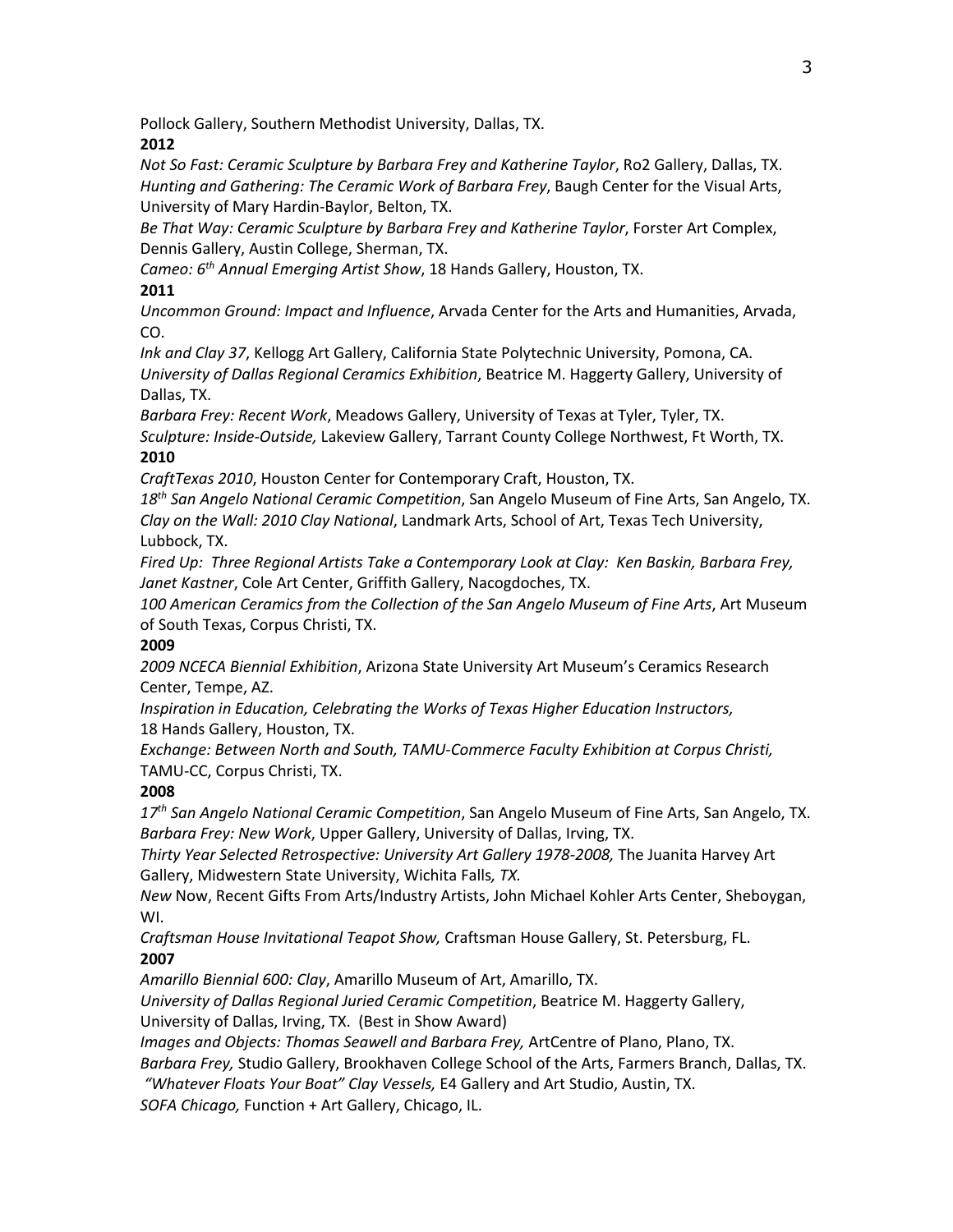Pollock Gallery, Southern Methodist University, Dallas, TX.

**2012**

*Not So Fast: Ceramic Sculpture by Barbara Frey and Katherine Taylor*, Ro2 Gallery, Dallas, TX.
*Hunting and Gathering: The Ceramic Work of Barbara Frey*, Baugh Center for the Visual Arts, University of Mary Hardin-Baylor, Belton, TX.
*Be That Way: Ceramic Sculpture by Barbara Frey and Katherine Taylor*, Forster Art Complex, Dennis Gallery, Austin College, Sherman, TX.
*Cameo: 6th Annual Emerging Artist Show*, 18 Hands Gallery, Houston, TX.

**2011**

*Uncommon Ground: Impact and Influence*, Arvada Center for the Arts and Humanities, Arvada, CO.
*Ink and Clay 37*, Kellogg Art Gallery, California State Polytechnic University, Pomona, CA.
*University of Dallas Regional Ceramics Exhibition*, Beatrice M. Haggerty Gallery, University of Dallas, TX.
*Barbara Frey: Recent Work*, Meadows Gallery, University of Texas at Tyler, Tyler, TX.
*Sculpture: Inside-Outside,* Lakeview Gallery, Tarrant County College Northwest, Ft Worth, TX.

**2010**

*CraftTexas 2010*, Houston Center for Contemporary Craft, Houston, TX.
*18th San Angelo National Ceramic Competition*, San Angelo Museum of Fine Arts, San Angelo, TX.
*Clay on the Wall: 2010 Clay National*, Landmark Arts, School of Art, Texas Tech University, Lubbock, TX.
*Fired Up: Three Regional Artists Take a Contemporary Look at Clay: Ken Baskin, Barbara Frey, Janet Kastner*, Cole Art Center, Griffith Gallery, Nacogdoches, TX.
*100 American Ceramics from the Collection of the San Angelo Museum of Fine Arts*, Art Museum of South Texas, Corpus Christi, TX.

**2009**

*2009 NCECA Biennial Exhibition*, Arizona State University Art Museum's Ceramics Research Center, Tempe, AZ.
*Inspiration in Education, Celebrating the Works of Texas Higher Education Instructors,* 18 Hands Gallery, Houston, TX.
*Exchange: Between North and South, TAMU-Commerce Faculty Exhibition at Corpus Christi,* TAMU-CC, Corpus Christi, TX.

**2008**

*17th San Angelo National Ceramic Competition*, San Angelo Museum of Fine Arts, San Angelo, TX.
*Barbara Frey: New Work*, Upper Gallery, University of Dallas, Irving, TX.
*Thirty Year Selected Retrospective: University Art Gallery 1978-2008,* The Juanita Harvey Art Gallery, Midwestern State University, Wichita Falls*, TX.*
*New* Now, Recent Gifts From Arts/Industry Artists, John Michael Kohler Arts Center, Sheboygan, WI.
*Craftsman House Invitational Teapot Show,* Craftsman House Gallery, St. Petersburg, FL.

**2007**

*Amarillo Biennial 600: Clay*, Amarillo Museum of Art, Amarillo, TX.
*University of Dallas Regional Juried Ceramic Competition*, Beatrice M. Haggerty Gallery, University of Dallas, Irving, TX. (Best in Show Award)
*Images and Objects: Thomas Seawell and Barbara Frey,* ArtCentre of Plano, Plano, TX.
*Barbara Frey,* Studio Gallery, Brookhaven College School of the Arts, Farmers Branch, Dallas, TX.
*"Whatever Floats Your Boat" Clay Vessels,* E4 Gallery and Art Studio, Austin, TX.
*SOFA Chicago,* Function + Art Gallery, Chicago, IL.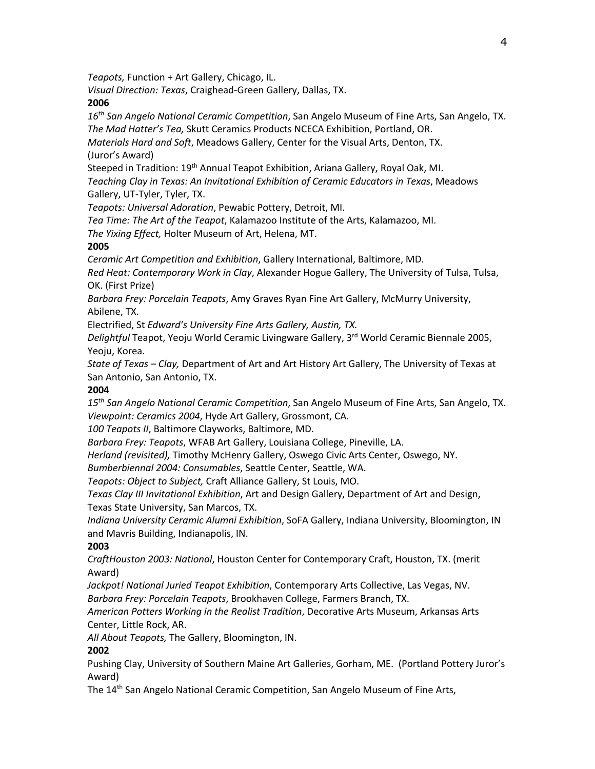*Teapots,* Function + Art Gallery, Chicago, IL.
*Visual Direction: Texas*, Craighead-Green Gallery, Dallas, TX.

**2006**

*16th San Angelo National Ceramic Competition*, San Angelo Museum of Fine Arts, San Angelo, TX.
*The Mad Hatter's Tea,* Skutt Ceramics Products NCECA Exhibition, Portland, OR.
*Materials Hard and Soft*, Meadows Gallery, Center for the Visual Arts, Denton, TX. (Juror's Award)
Steeped in Tradition: 19th Annual Teapot Exhibition, Ariana Gallery, Royal Oak, MI.
*Teaching Clay in Texas: An Invitational Exhibition of Ceramic Educators in Texas*, Meadows Gallery, UT-Tyler, Tyler, TX.
*Teapots: Universal Adoration*, Pewabic Pottery, Detroit, MI.
*Tea Time: The Art of the Teapot*, Kalamazoo Institute of the Arts, Kalamazoo, MI.
*The Yixing Effect,* Holter Museum of Art, Helena, MT.

**2005**

*Ceramic Art Competition and Exhibition*, Gallery International, Baltimore, MD.
*Red Heat: Contemporary Work in Clay*, Alexander Hogue Gallery, The University of Tulsa, Tulsa, OK. (First Prize)
*Barbara Frey: Porcelain Teapots*, Amy Graves Ryan Fine Art Gallery, McMurry University, Abilene, TX.
Electrified, St *Edward's University Fine Arts Gallery, Austin, TX.*
*Delightful* Teapot, Yeoju World Ceramic Livingware Gallery, 3rd World Ceramic Biennale 2005, Yeoju, Korea.
*State of Texas – Clay,* Department of Art and Art History Art Gallery, The University of Texas at San Antonio, San Antonio, TX.

**2004**

*15th San Angelo National Ceramic Competition*, San Angelo Museum of Fine Arts, San Angelo, TX.
*Viewpoint: Ceramics 2004*, Hyde Art Gallery, Grossmont, CA.
*100 Teapots II*, Baltimore Clayworks, Baltimore, MD.
*Barbara Frey: Teapots*, WFAB Art Gallery, Louisiana College, Pineville, LA.
*Herland (revisited),* Timothy McHenry Gallery, Oswego Civic Arts Center, Oswego, NY.
*Bumberbiennal 2004: Consumables*, Seattle Center, Seattle, WA.
*Teapots: Object to Subject,* Craft Alliance Gallery, St Louis, MO.
*Texas Clay III Invitational Exhibition*, Art and Design Gallery, Department of Art and Design, Texas State University, San Marcos, TX.
*Indiana University Ceramic Alumni Exhibition*, SoFA Gallery, Indiana University, Bloomington, IN and Mavris Building, Indianapolis, IN.

**2003**

*CraftHouston 2003: National*, Houston Center for Contemporary Craft, Houston, TX. (merit Award)
*Jackpot! National Juried Teapot Exhibition*, Contemporary Arts Collective, Las Vegas, NV.
*Barbara Frey: Porcelain Teapots*, Brookhaven College, Farmers Branch, TX.
*American Potters Working in the Realist Tradition*, Decorative Arts Museum, Arkansas Arts Center, Little Rock, AR.
*All About Teapots,* The Gallery, Bloomington, IN.

**2002**

Pushing Clay, University of Southern Maine Art Galleries, Gorham, ME. (Portland Pottery Juror's Award)
The 14th San Angelo National Ceramic Competition, San Angelo Museum of Fine Arts,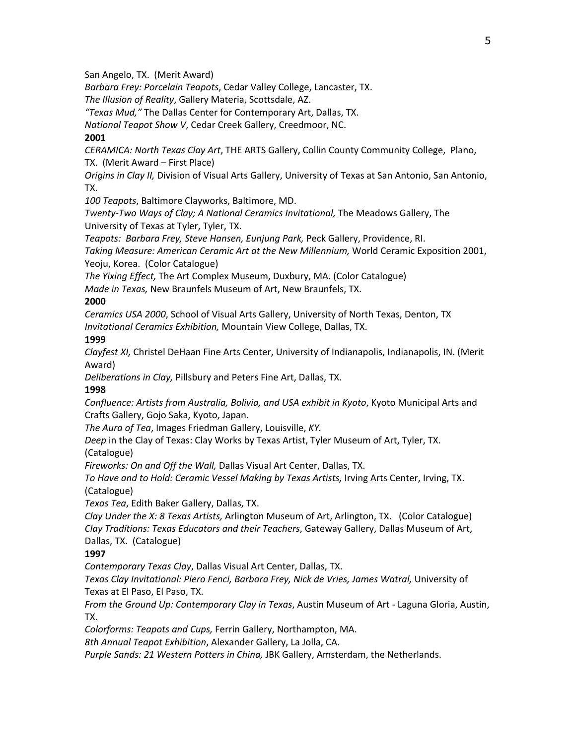San Angelo, TX.  (Merit Award)
*Barbara Frey: Porcelain Teapots*, Cedar Valley College, Lancaster, TX.
*The Illusion of Reality*, Gallery Materia, Scottsdale, AZ.
*"Texas Mud,"* The Dallas Center for Contemporary Art, Dallas, TX.
*National Teapot Show V*, Cedar Creek Gallery, Creedmoor, NC.

**2001**

*CERAMICA: North Texas Clay Art*, THE ARTS Gallery, Collin County Community College,  Plano, TX.  (Merit Award – First Place)
*Origins in Clay II,* Division of Visual Arts Gallery, University of Texas at San Antonio, San Antonio, TX.
*100 Teapots*, Baltimore Clayworks, Baltimore, MD.
*Twenty-Two Ways of Clay; A National Ceramics Invitational,* The Meadows Gallery, The University of Texas at Tyler, Tyler, TX.
*Teapots:  Barbara Frey, Steve Hansen, Eunjung Park,* Peck Gallery, Providence, RI.
*Taking Measure: American Ceramic Art at the New Millennium,* World Ceramic Exposition 2001, Yeoju, Korea.  (Color Catalogue)
*The Yixing Effect,* The Art Complex Museum, Duxbury, MA. (Color Catalogue)
*Made in Texas,* New Braunfels Museum of Art, New Braunfels, TX.

**2000**

*Ceramics USA 2000*, School of Visual Arts Gallery, University of North Texas, Denton, TX
*Invitational Ceramics Exhibition,* Mountain View College, Dallas, TX.

**1999**

*Clayfest XI,* Christel DeHaan Fine Arts Center, University of Indianapolis, Indianapolis, IN. (Merit Award)
*Deliberations in Clay,* Pillsbury and Peters Fine Art, Dallas, TX.

**1998**

*Confluence: Artists from Australia, Bolivia, and USA exhibit in Kyoto*, Kyoto Municipal Arts and Crafts Gallery, Gojo Saka, Kyoto, Japan.
*The Aura of Tea*, Images Friedman Gallery, Louisville, *KY.*
*Deep* in the Clay of Texas: Clay Works by Texas Artist, Tyler Museum of Art, Tyler, TX. (Catalogue)
*Fireworks: On and Off the Wall,* Dallas Visual Art Center, Dallas, TX.
*To Have and to Hold: Ceramic Vessel Making by Texas Artists,* Irving Arts Center, Irving, TX. (Catalogue)
*Texas Tea*, Edith Baker Gallery, Dallas, TX.
*Clay Under the X: 8 Texas Artists,* Arlington Museum of Art, Arlington, TX.   (Color Catalogue)
*Clay Traditions: Texas Educators and their Teachers*, Gateway Gallery, Dallas Museum of Art, Dallas, TX.  (Catalogue)

**1997**

*Contemporary Texas Clay*, Dallas Visual Art Center, Dallas, TX.
*Texas Clay Invitational: Piero Fenci, Barbara Frey, Nick de Vries, James Watral,* University of Texas at El Paso, El Paso, TX.
*From the Ground Up: Contemporary Clay in Texas*, Austin Museum of Art - Laguna Gloria, Austin, TX.
*Colorforms: Teapots and Cups,* Ferrin Gallery, Northampton, MA.
*8th Annual Teapot Exhibition*, Alexander Gallery, La Jolla, CA.
*Purple Sands: 21 Western Potters in China,* JBK Gallery, Amsterdam, the Netherlands.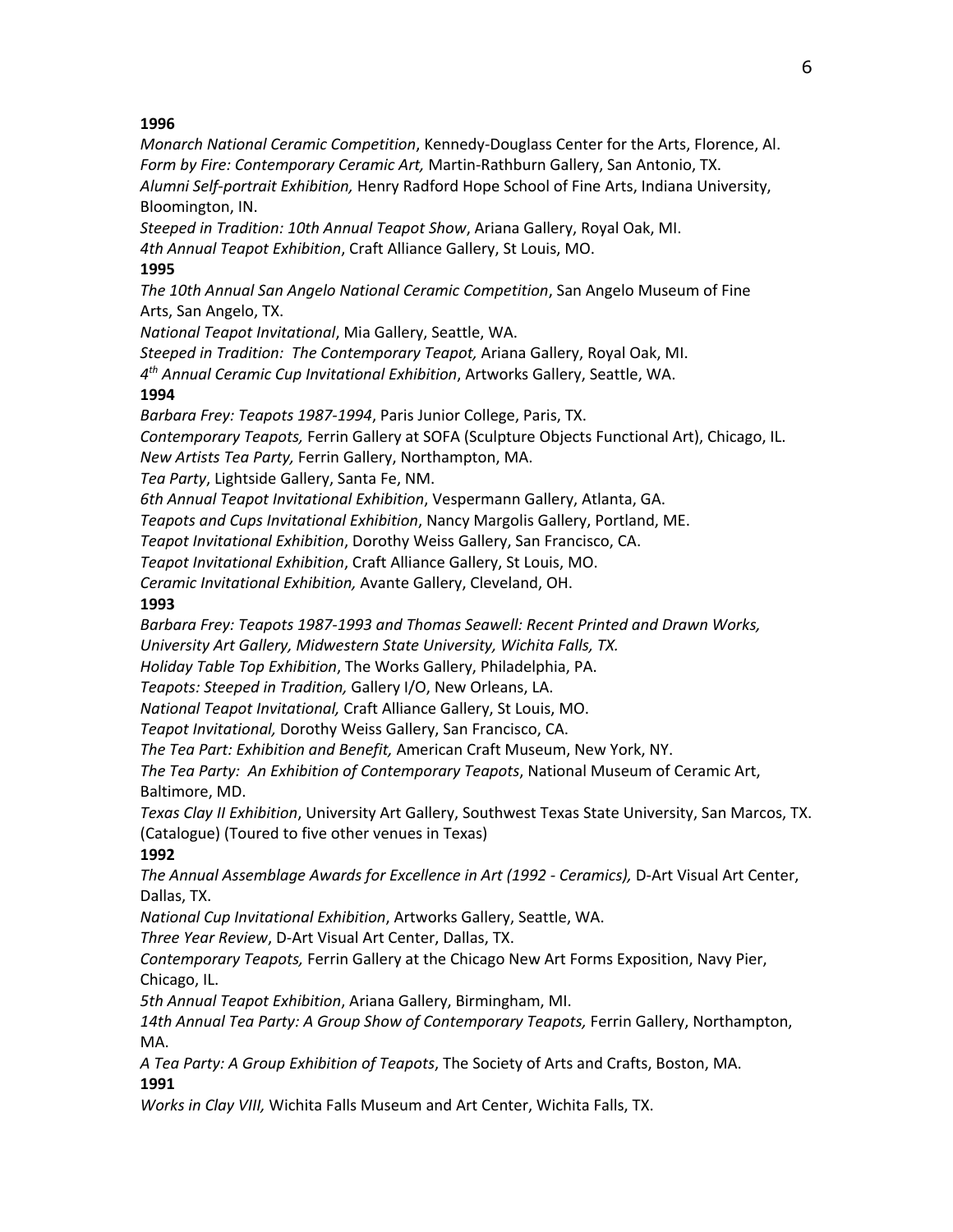**1996**

*Monarch National Ceramic Competition*, Kennedy-Douglass Center for the Arts, Florence, Al.
*Form by Fire: Contemporary Ceramic Art,* Martin-Rathburn Gallery, San Antonio, TX.
*Alumni Self-portrait Exhibition,* Henry Radford Hope School of Fine Arts, Indiana University, Bloomington, IN.
*Steeped in Tradition: 10th Annual Teapot Show*, Ariana Gallery, Royal Oak, MI.
*4th Annual Teapot Exhibition*, Craft Alliance Gallery, St Louis, MO.

**1995**

*The 10th Annual San Angelo National Ceramic Competition*, San Angelo Museum of Fine Arts, San Angelo, TX.
*National Teapot Invitational*, Mia Gallery, Seattle, WA.
*Steeped in Tradition: The Contemporary Teapot,* Ariana Gallery, Royal Oak, MI.
*4th Annual Ceramic Cup Invitational Exhibition*, Artworks Gallery, Seattle, WA.

**1994**

*Barbara Frey: Teapots 1987-1994*, Paris Junior College, Paris, TX.
*Contemporary Teapots,* Ferrin Gallery at SOFA (Sculpture Objects Functional Art), Chicago, IL.
*New Artists Tea Party,* Ferrin Gallery, Northampton, MA.
*Tea Party*, Lightside Gallery, Santa Fe, NM.
*6th Annual Teapot Invitational Exhibition*, Vespermann Gallery, Atlanta, GA.
*Teapots and Cups Invitational Exhibition*, Nancy Margolis Gallery, Portland, ME.
*Teapot Invitational Exhibition*, Dorothy Weiss Gallery, San Francisco, CA.
*Teapot Invitational Exhibition*, Craft Alliance Gallery, St Louis, MO.
*Ceramic Invitational Exhibition,* Avante Gallery, Cleveland, OH.

**1993**

*Barbara Frey: Teapots 1987-1993 and Thomas Seawell: Recent Printed and Drawn Works, University Art Gallery, Midwestern State University, Wichita Falls, TX.*
*Holiday Table Top Exhibition*, The Works Gallery, Philadelphia, PA.
*Teapots: Steeped in Tradition,* Gallery I/O, New Orleans, LA.
*National Teapot Invitational,* Craft Alliance Gallery, St Louis, MO.
*Teapot Invitational,* Dorothy Weiss Gallery, San Francisco, CA.
*The Tea Part: Exhibition and Benefit,* American Craft Museum, New York, NY.
*The Tea Party: An Exhibition of Contemporary Teapots*, National Museum of Ceramic Art, Baltimore, MD.
*Texas Clay II Exhibition*, University Art Gallery, Southwest Texas State University, San Marcos, TX. (Catalogue) (Toured to five other venues in Texas)

**1992**

*The Annual Assemblage Awards for Excellence in Art (1992 - Ceramics),* D-Art Visual Art Center, Dallas, TX.
*National Cup Invitational Exhibition*, Artworks Gallery, Seattle, WA.
*Three Year Review*, D-Art Visual Art Center, Dallas, TX.
*Contemporary Teapots,* Ferrin Gallery at the Chicago New Art Forms Exposition, Navy Pier, Chicago, IL.
*5th Annual Teapot Exhibition*, Ariana Gallery, Birmingham, MI.
*14th Annual Tea Party: A Group Show of Contemporary Teapots,* Ferrin Gallery, Northampton, MA.
*A Tea Party: A Group Exhibition of Teapots*, The Society of Arts and Crafts, Boston, MA.

**1991**

*Works in Clay VIII,* Wichita Falls Museum and Art Center, Wichita Falls, TX.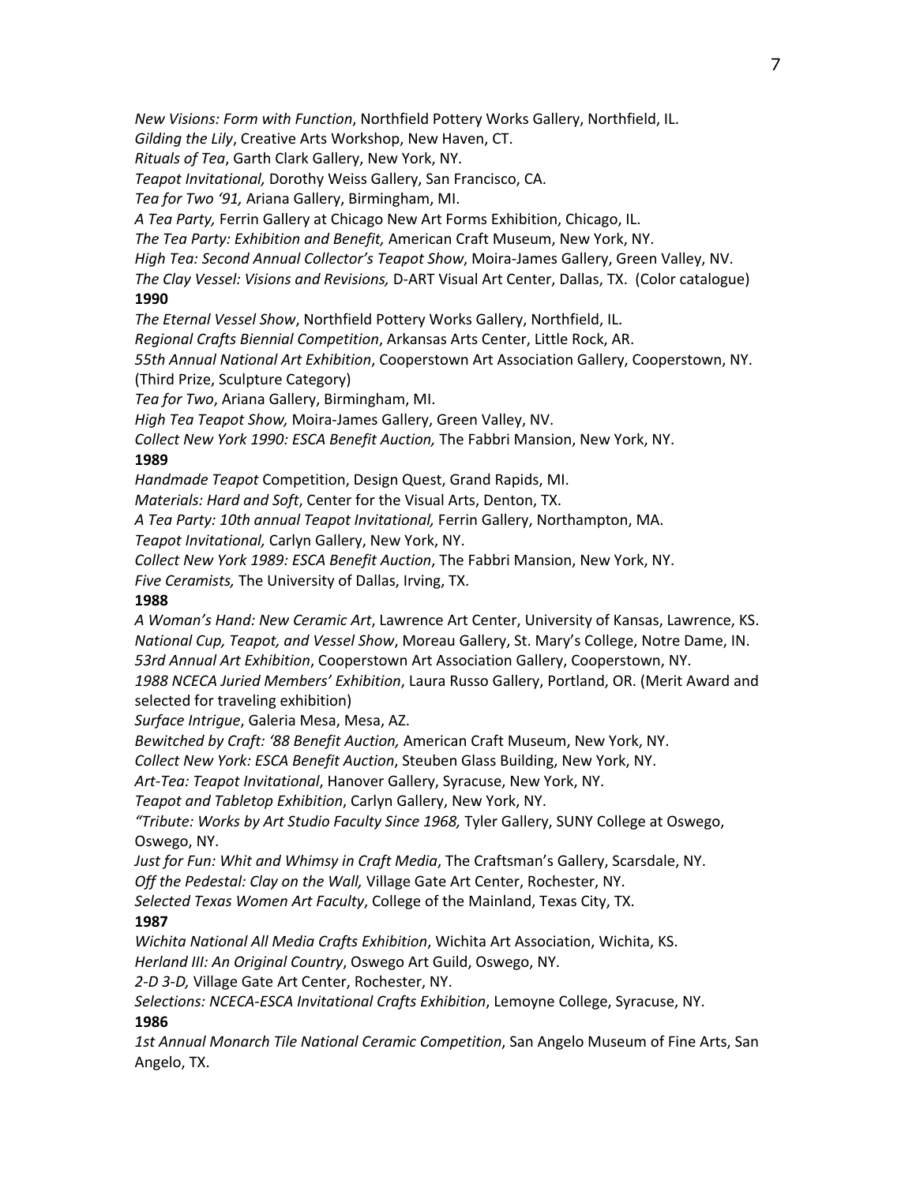*New Visions: Form with Function*, Northfield Pottery Works Gallery, Northfield, IL.
*Gilding the Lily*, Creative Arts Workshop, New Haven, CT.
*Rituals of Tea*, Garth Clark Gallery, New York, NY.
*Teapot Invitational,* Dorothy Weiss Gallery, San Francisco, CA.
*Tea for Two '91,* Ariana Gallery, Birmingham, MI.
*A Tea Party,* Ferrin Gallery at Chicago New Art Forms Exhibition, Chicago, IL.
*The Tea Party: Exhibition and Benefit,* American Craft Museum, New York, NY.
*High Tea: Second Annual Collector's Teapot Show*, Moira-James Gallery, Green Valley, NV.
*The Clay Vessel: Visions and Revisions,* D-ART Visual Art Center, Dallas, TX. (Color catalogue)

**1990**

*The Eternal Vessel Show*, Northfield Pottery Works Gallery, Northfield, IL.
*Regional Crafts Biennial Competition*, Arkansas Arts Center, Little Rock, AR.
*55th Annual National Art Exhibition*, Cooperstown Art Association Gallery, Cooperstown, NY. (Third Prize, Sculpture Category)
*Tea for Two*, Ariana Gallery, Birmingham, MI.
*High Tea Teapot Show,* Moira-James Gallery, Green Valley, NV.
*Collect New York 1990: ESCA Benefit Auction,* The Fabbri Mansion, New York, NY.

**1989**

*Handmade Teapot* Competition, Design Quest, Grand Rapids, MI.
*Materials: Hard and Soft*, Center for the Visual Arts, Denton, TX.
*A Tea Party: 10th annual Teapot Invitational,* Ferrin Gallery, Northampton, MA.
*Teapot Invitational,* Carlyn Gallery, New York, NY.
*Collect New York 1989: ESCA Benefit Auction*, The Fabbri Mansion, New York, NY.
*Five Ceramists,* The University of Dallas, Irving, TX.

**1988**

*A Woman's Hand: New Ceramic Art*, Lawrence Art Center, University of Kansas, Lawrence, KS.
*National Cup, Teapot, and Vessel Show*, Moreau Gallery, St. Mary's College, Notre Dame, IN.
*53rd Annual Art Exhibition*, Cooperstown Art Association Gallery, Cooperstown, NY.
*1988 NCECA Juried Members' Exhibition*, Laura Russo Gallery, Portland, OR. (Merit Award and selected for traveling exhibition)
*Surface Intrigue*, Galeria Mesa, Mesa, AZ.
*Bewitched by Craft: '88 Benefit Auction,* American Craft Museum, New York, NY.
*Collect New York: ESCA Benefit Auction*, Steuben Glass Building, New York, NY.
*Art-Tea: Teapot Invitational*, Hanover Gallery, Syracuse, New York, NY.
*Teapot and Tabletop Exhibition*, Carlyn Gallery, New York, NY.
*"Tribute: Works by Art Studio Faculty Since 1968,* Tyler Gallery, SUNY College at Oswego, Oswego, NY.
*Just for Fun: Whit and Whimsy in Craft Media*, The Craftsman's Gallery, Scarsdale, NY.
*Off the Pedestal: Clay on the Wall,* Village Gate Art Center, Rochester, NY.
*Selected Texas Women Art Faculty*, College of the Mainland, Texas City, TX.

**1987**

*Wichita National All Media Crafts Exhibition*, Wichita Art Association, Wichita, KS.
*Herland III: An Original Country*, Oswego Art Guild, Oswego, NY.
*2-D 3-D,* Village Gate Art Center, Rochester, NY.
*Selections: NCECA-ESCA Invitational Crafts Exhibition*, Lemoyne College, Syracuse, NY.

**1986**

*1st Annual Monarch Tile National Ceramic Competition*, San Angelo Museum of Fine Arts, San Angelo, TX.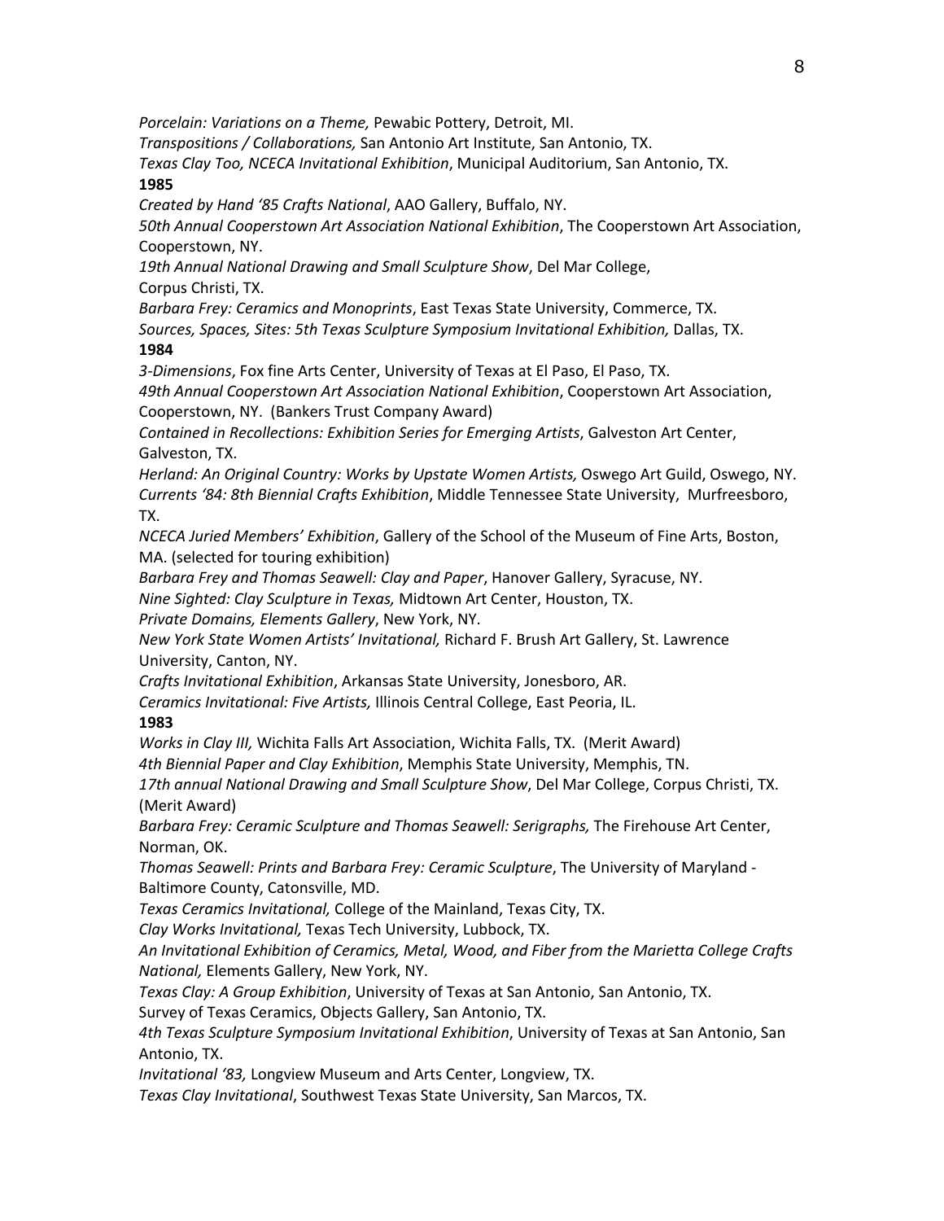*Porcelain: Variations on a Theme,* Pewabic Pottery, Detroit, MI.
*Transpositions / Collaborations,* San Antonio Art Institute, San Antonio, TX.
*Texas Clay Too, NCECA Invitational Exhibition*, Municipal Auditorium, San Antonio, TX.

**1985**

*Created by Hand '85 Crafts National*, AAO Gallery, Buffalo, NY.
*50th Annual Cooperstown Art Association National Exhibition*, The Cooperstown Art Association, Cooperstown, NY.
*19th Annual National Drawing and Small Sculpture Show*, Del Mar College, Corpus Christi, TX.
*Barbara Frey: Ceramics and Monoprints*, East Texas State University, Commerce, TX.
*Sources, Spaces, Sites: 5th Texas Sculpture Symposium Invitational Exhibition,* Dallas, TX.

**1984**

*3-Dimensions*, Fox fine Arts Center, University of Texas at El Paso, El Paso, TX.
*49th Annual Cooperstown Art Association National Exhibition*, Cooperstown Art Association, Cooperstown, NY. (Bankers Trust Company Award)
*Contained in Recollections: Exhibition Series for Emerging Artists*, Galveston Art Center, Galveston, TX.
*Herland: An Original Country: Works by Upstate Women Artists,* Oswego Art Guild, Oswego, NY.
*Currents '84: 8th Biennial Crafts Exhibition*, Middle Tennessee State University, Murfreesboro, TX.
*NCECA Juried Members' Exhibition*, Gallery of the School of the Museum of Fine Arts, Boston, MA. (selected for touring exhibition)
*Barbara Frey and Thomas Seawell: Clay and Paper*, Hanover Gallery, Syracuse, NY.
*Nine Sighted: Clay Sculpture in Texas,* Midtown Art Center, Houston, TX.
*Private Domains, Elements Gallery*, New York, NY.
*New York State Women Artists' Invitational,* Richard F. Brush Art Gallery, St. Lawrence University, Canton, NY.
*Crafts Invitational Exhibition*, Arkansas State University, Jonesboro, AR.
*Ceramics Invitational: Five Artists,* Illinois Central College, East Peoria, IL.

**1983**

*Works in Clay III,* Wichita Falls Art Association, Wichita Falls, TX. (Merit Award)
*4th Biennial Paper and Clay Exhibition*, Memphis State University, Memphis, TN.
*17th annual National Drawing and Small Sculpture Show*, Del Mar College, Corpus Christi, TX. (Merit Award)
*Barbara Frey: Ceramic Sculpture and Thomas Seawell: Serigraphs,* The Firehouse Art Center, Norman, OK.
*Thomas Seawell: Prints and Barbara Frey: Ceramic Sculpture*, The University of Maryland - Baltimore County, Catonsville, MD.
*Texas Ceramics Invitational,* College of the Mainland, Texas City, TX.
*Clay Works Invitational,* Texas Tech University, Lubbock, TX.
*An Invitational Exhibition of Ceramics, Metal, Wood, and Fiber from the Marietta College Crafts National,* Elements Gallery, New York, NY.
*Texas Clay: A Group Exhibition*, University of Texas at San Antonio, San Antonio, TX.
Survey of Texas Ceramics, Objects Gallery, San Antonio, TX.
*4th Texas Sculpture Symposium Invitational Exhibition*, University of Texas at San Antonio, San Antonio, TX.
*Invitational '83,* Longview Museum and Arts Center, Longview, TX.
*Texas Clay Invitational*, Southwest Texas State University, San Marcos, TX.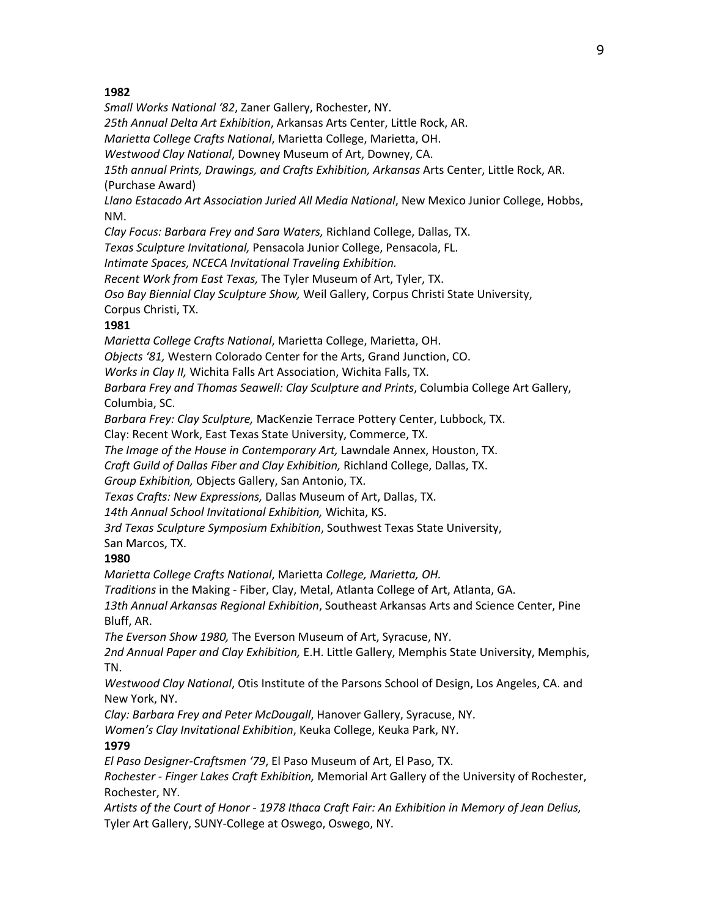**1982**

*Small Works National '82*, Zaner Gallery, Rochester, NY.
*25th Annual Delta Art Exhibition*, Arkansas Arts Center, Little Rock, AR.
*Marietta College Crafts National*, Marietta College, Marietta, OH.
*Westwood Clay National*, Downey Museum of Art, Downey, CA.
*15th annual Prints, Drawings, and Crafts Exhibition, Arkansas* Arts Center, Little Rock, AR. (Purchase Award)
*Llano Estacado Art Association Juried All Media National*, New Mexico Junior College, Hobbs, NM.
*Clay Focus: Barbara Frey and Sara Waters,* Richland College, Dallas, TX.
*Texas Sculpture Invitational,* Pensacola Junior College, Pensacola, FL.
*Intimate Spaces, NCECA Invitational Traveling Exhibition.*
*Recent Work from East Texas,* The Tyler Museum of Art, Tyler, TX.
*Oso Bay Biennial Clay Sculpture Show,* Weil Gallery, Corpus Christi State University, Corpus Christi, TX.

**1981**

*Marietta College Crafts National*, Marietta College, Marietta, OH.
*Objects '81,* Western Colorado Center for the Arts, Grand Junction, CO.
*Works in Clay II,* Wichita Falls Art Association, Wichita Falls, TX.
*Barbara Frey and Thomas Seawell: Clay Sculpture and Prints*, Columbia College Art Gallery, Columbia, SC.
*Barbara Frey: Clay Sculpture,* MacKenzie Terrace Pottery Center, Lubbock, TX.
Clay: Recent Work, East Texas State University, Commerce, TX.
*The Image of the House in Contemporary Art,* Lawndale Annex, Houston, TX.
*Craft Guild of Dallas Fiber and Clay Exhibition,* Richland College, Dallas, TX.
*Group Exhibition,* Objects Gallery, San Antonio, TX.
*Texas Crafts: New Expressions,* Dallas Museum of Art, Dallas, TX.
*14th Annual School Invitational Exhibition,* Wichita, KS.
*3rd Texas Sculpture Symposium Exhibition*, Southwest Texas State University, San Marcos, TX.

**1980**

*Marietta College Crafts National*, Marietta *College, Marietta, OH.*
*Traditions* in the Making - Fiber, Clay, Metal, Atlanta College of Art, Atlanta, GA.
*13th Annual Arkansas Regional Exhibition*, Southeast Arkansas Arts and Science Center, Pine Bluff, AR.
*The Everson Show 1980,* The Everson Museum of Art, Syracuse, NY.
*2nd Annual Paper and Clay Exhibition,* E.H. Little Gallery, Memphis State University, Memphis, TN.
*Westwood Clay National*, Otis Institute of the Parsons School of Design, Los Angeles, CA. and New York, NY.
*Clay: Barbara Frey and Peter McDougall*, Hanover Gallery, Syracuse, NY.
*Women's Clay Invitational Exhibition*, Keuka College, Keuka Park, NY.

**1979**

*El Paso Designer-Craftsmen '79*, El Paso Museum of Art, El Paso, TX.
*Rochester - Finger Lakes Craft Exhibition,* Memorial Art Gallery of the University of Rochester, Rochester, NY.
*Artists of the Court of Honor - 1978 Ithaca Craft Fair: An Exhibition in Memory of Jean Delius,* Tyler Art Gallery, SUNY-College at Oswego, Oswego, NY.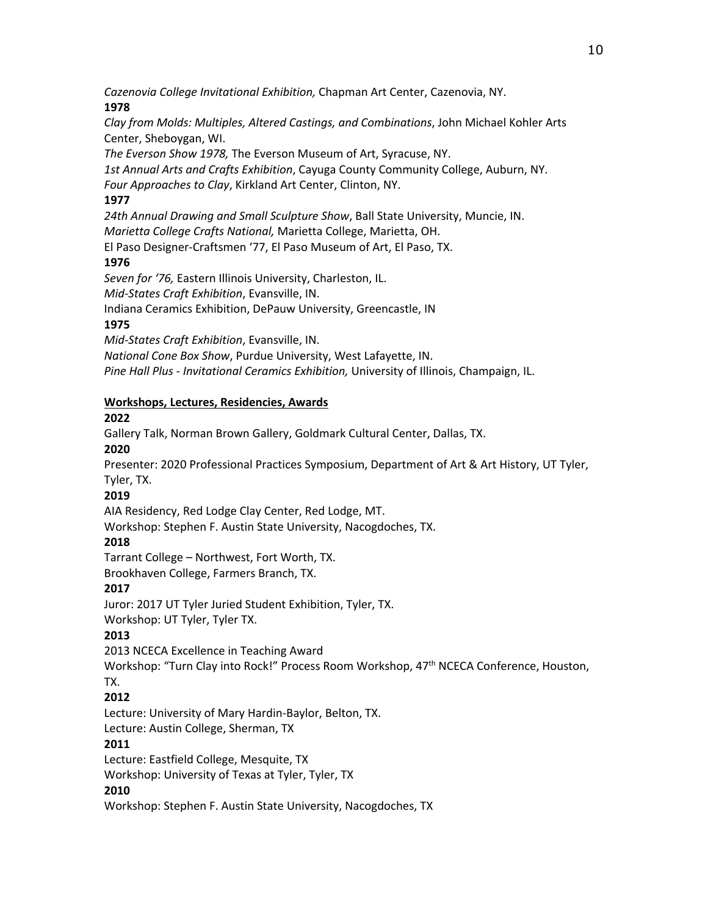*Cazenovia College Invitational Exhibition,* Chapman Art Center, Cazenovia, NY.

**1978**

*Clay from Molds: Multiples, Altered Castings, and Combinations*, John Michael Kohler Arts Center, Sheboygan, WI.

*The Everson Show 1978,* The Everson Museum of Art, Syracuse, NY.

*1st Annual Arts and Crafts Exhibition*, Cayuga County Community College, Auburn, NY.

*Four Approaches to Clay*, Kirkland Art Center, Clinton, NY.

**1977**

*24th Annual Drawing and Small Sculpture Show*, Ball State University, Muncie, IN.

*Marietta College Crafts National,* Marietta College, Marietta, OH.

El Paso Designer-Craftsmen '77, El Paso Museum of Art, El Paso, TX.

**1976**

*Seven for '76,* Eastern Illinois University, Charleston, IL.

*Mid-States Craft Exhibition*, Evansville, IN.

Indiana Ceramics Exhibition, DePauw University, Greencastle, IN

**1975**

*Mid-States Craft Exhibition*, Evansville, IN.

*National Cone Box Show*, Purdue University, West Lafayette, IN.

*Pine Hall Plus - Invitational Ceramics Exhibition,* University of Illinois, Champaign, IL.

**<u>Workshops, Lectures, Residencies, Awards</u>**

**2022**

Gallery Talk, Norman Brown Gallery, Goldmark Cultural Center, Dallas, TX.

**2020**

Presenter: 2020 Professional Practices Symposium, Department of Art & Art History, UT Tyler, Tyler, TX.

**2019**

AIA Residency, Red Lodge Clay Center, Red Lodge, MT.

Workshop: Stephen F. Austin State University, Nacogdoches, TX.

**2018**

Tarrant College – Northwest, Fort Worth, TX.

Brookhaven College, Farmers Branch, TX.

**2017**

Juror: 2017 UT Tyler Juried Student Exhibition, Tyler, TX.

Workshop: UT Tyler, Tyler TX.

**2013**

2013 NCECA Excellence in Teaching Award

Workshop: "Turn Clay into Rock!" Process Room Workshop, 47th NCECA Conference, Houston, TX.

**2012**

Lecture: University of Mary Hardin-Baylor, Belton, TX.

Lecture: Austin College, Sherman, TX

**2011**

Lecture: Eastfield College, Mesquite, TX

Workshop: University of Texas at Tyler, Tyler, TX

**2010**

Workshop: Stephen F. Austin State University, Nacogdoches, TX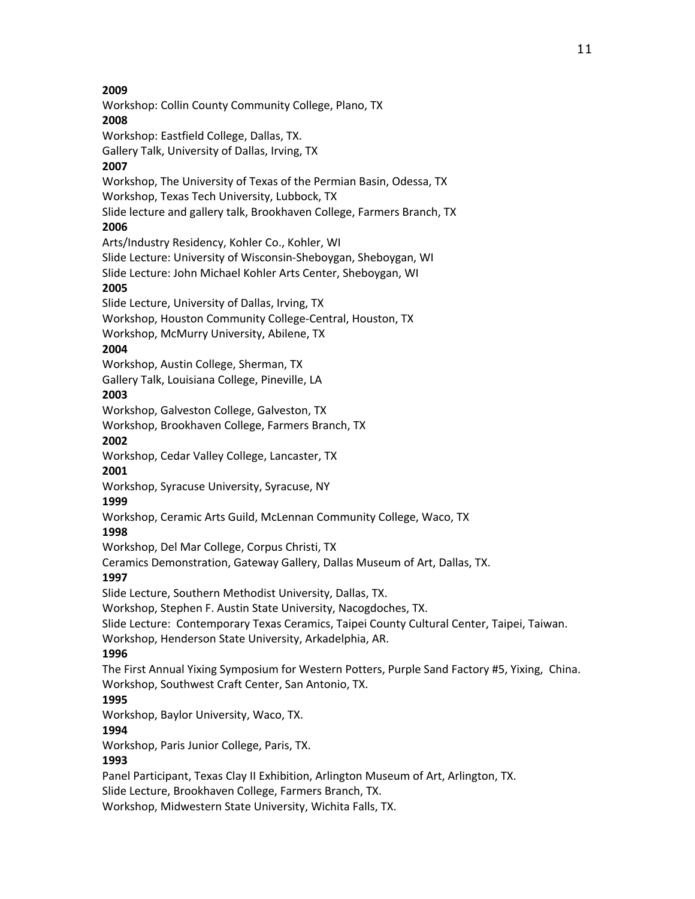**2009**

Workshop: Collin County Community College, Plano, TX

**2008**

Workshop: Eastfield College, Dallas, TX.

Gallery Talk, University of Dallas, Irving, TX

**2007**

Workshop, The University of Texas of the Permian Basin, Odessa, TX

Workshop, Texas Tech University, Lubbock, TX

Slide lecture and gallery talk, Brookhaven College, Farmers Branch, TX

**2006**

Arts/Industry Residency, Kohler Co., Kohler, WI

Slide Lecture: University of Wisconsin-Sheboygan, Sheboygan, WI

Slide Lecture: John Michael Kohler Arts Center, Sheboygan, WI

**2005**

Slide Lecture, University of Dallas, Irving, TX

Workshop, Houston Community College-Central, Houston, TX

Workshop, McMurry University, Abilene, TX

**2004**

Workshop, Austin College, Sherman, TX

Gallery Talk, Louisiana College, Pineville, LA

**2003**

Workshop, Galveston College, Galveston, TX

Workshop, Brookhaven College, Farmers Branch, TX

**2002**

Workshop, Cedar Valley College, Lancaster, TX

**2001**

Workshop, Syracuse University, Syracuse, NY

**1999**

Workshop, Ceramic Arts Guild, McLennan Community College, Waco, TX

**1998**

Workshop, Del Mar College, Corpus Christi, TX

Ceramics Demonstration, Gateway Gallery, Dallas Museum of Art, Dallas, TX.

**1997**

Slide Lecture, Southern Methodist University, Dallas, TX.

Workshop, Stephen F. Austin State University, Nacogdoches, TX.

Slide Lecture: Contemporary Texas Ceramics, Taipei County Cultural Center, Taipei, Taiwan.

Workshop, Henderson State University, Arkadelphia, AR.

**1996**

The First Annual Yixing Symposium for Western Potters, Purple Sand Factory #5, Yixing, China.

Workshop, Southwest Craft Center, San Antonio, TX.

**1995**

Workshop, Baylor University, Waco, TX.

**1994**

Workshop, Paris Junior College, Paris, TX.

**1993**

Panel Participant, Texas Clay II Exhibition, Arlington Museum of Art, Arlington, TX.

Slide Lecture, Brookhaven College, Farmers Branch, TX.

Workshop, Midwestern State University, Wichita Falls, TX.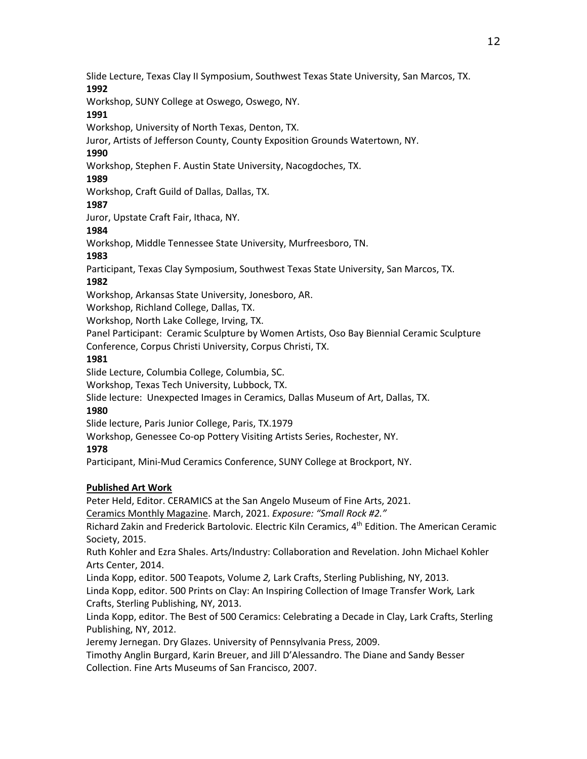Slide Lecture, Texas Clay II Symposium, Southwest Texas State University, San Marcos, TX.

**1992**

Workshop, SUNY College at Oswego, Oswego, NY.

**1991**

Workshop, University of North Texas, Denton, TX.

Juror, Artists of Jefferson County, County Exposition Grounds Watertown, NY.

**1990**

Workshop, Stephen F. Austin State University, Nacogdoches, TX.

**1989**

Workshop, Craft Guild of Dallas, Dallas, TX.

**1987**

Juror, Upstate Craft Fair, Ithaca, NY.

**1984**

Workshop, Middle Tennessee State University, Murfreesboro, TN.

**1983**

Participant, Texas Clay Symposium, Southwest Texas State University, San Marcos, TX.

**1982**

Workshop, Arkansas State University, Jonesboro, AR.

Workshop, Richland College, Dallas, TX.

Workshop, North Lake College, Irving, TX.

Panel Participant: Ceramic Sculpture by Women Artists, Oso Bay Biennial Ceramic Sculpture Conference, Corpus Christi University, Corpus Christi, TX.

**1981**

Slide Lecture, Columbia College, Columbia, SC.

Workshop, Texas Tech University, Lubbock, TX.

Slide lecture: Unexpected Images in Ceramics, Dallas Museum of Art, Dallas, TX.

**1980**

Slide lecture, Paris Junior College, Paris, TX.1979

Workshop, Genessee Co-op Pottery Visiting Artists Series, Rochester, NY.

**1978**

Participant, Mini-Mud Ceramics Conference, SUNY College at Brockport, NY.

**Published Art Work**

Peter Held, Editor. CERAMICS at the San Angelo Museum of Fine Arts, 2021.

Ceramics Monthly Magazine. March, 2021. *Exposure: "Small Rock #2."*

Richard Zakin and Frederick Bartolovic. Electric Kiln Ceramics, 4th Edition. The American Ceramic Society, 2015.

Ruth Kohler and Ezra Shales. Arts/Industry: Collaboration and Revelation. John Michael Kohler Arts Center, 2014.

Linda Kopp, editor. 500 Teapots, Volume *2,* Lark Crafts, Sterling Publishing, NY, 2013.

Linda Kopp, editor. 500 Prints on Clay: An Inspiring Collection of Image Transfer Work*,* Lark Crafts, Sterling Publishing, NY, 2013.

Linda Kopp, editor. The Best of 500 Ceramics: Celebrating a Decade in Clay, Lark Crafts, Sterling Publishing, NY, 2012.

Jeremy Jernegan. Dry Glazes. University of Pennsylvania Press, 2009.

Timothy Anglin Burgard, Karin Breuer, and Jill D'Alessandro. The Diane and Sandy Besser Collection. Fine Arts Museums of San Francisco, 2007.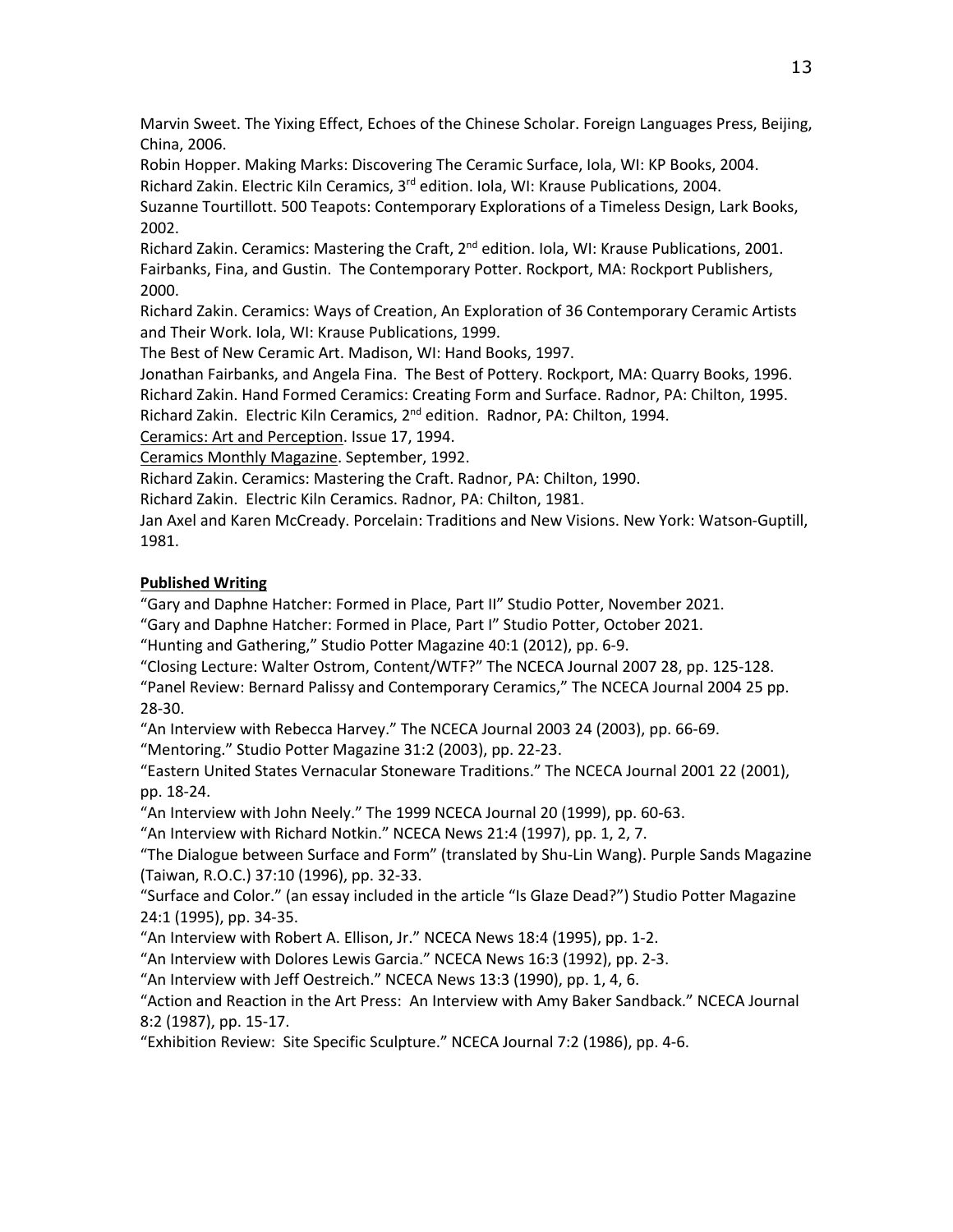Marvin Sweet. The Yixing Effect, Echoes of the Chinese Scholar. Foreign Languages Press, Beijing, China, 2006.

Robin Hopper. Making Marks: Discovering The Ceramic Surface, Iola, WI: KP Books, 2004.

Richard Zakin. Electric Kiln Ceramics, 3rd edition. Iola, WI: Krause Publications, 2004.

Suzanne Tourtillott. 500 Teapots: Contemporary Explorations of a Timeless Design, Lark Books, 2002.

Richard Zakin. Ceramics: Mastering the Craft, 2nd edition. Iola, WI: Krause Publications, 2001.

Fairbanks, Fina, and Gustin. The Contemporary Potter. Rockport, MA: Rockport Publishers, 2000.

Richard Zakin. Ceramics: Ways of Creation, An Exploration of 36 Contemporary Ceramic Artists and Their Work. Iola, WI: Krause Publications, 1999.

The Best of New Ceramic Art. Madison, WI: Hand Books, 1997.

Jonathan Fairbanks, and Angela Fina. The Best of Pottery. Rockport, MA: Quarry Books, 1996.

Richard Zakin. Hand Formed Ceramics: Creating Form and Surface. Radnor, PA: Chilton, 1995.

Richard Zakin. Electric Kiln Ceramics, 2nd edition. Radnor, PA: Chilton, 1994.

<u>Ceramics: Art and Perception</u>. Issue 17, 1994.

<u>Ceramics Monthly Magazine</u>. September, 1992.

Richard Zakin. Ceramics: Mastering the Craft. Radnor, PA: Chilton, 1990.

Richard Zakin. Electric Kiln Ceramics. Radnor, PA: Chilton, 1981.

Jan Axel and Karen McCready. Porcelain: Traditions and New Visions. New York: Watson-Guptill, 1981.

## **<u>Published Writing</u>**

"Gary and Daphne Hatcher: Formed in Place, Part II" Studio Potter, November 2021.

"Gary and Daphne Hatcher: Formed in Place, Part I" Studio Potter, October 2021.

"Hunting and Gathering," Studio Potter Magazine 40:1 (2012), pp. 6-9.

"Closing Lecture: Walter Ostrom, Content/WTF?" The NCECA Journal 2007 28, pp. 125-128.

"Panel Review: Bernard Palissy and Contemporary Ceramics," The NCECA Journal 2004 25 pp. 28-30.

"An Interview with Rebecca Harvey." The NCECA Journal 2003 24 (2003), pp. 66-69.

"Mentoring." Studio Potter Magazine 31:2 (2003), pp. 22-23.

"Eastern United States Vernacular Stoneware Traditions." The NCECA Journal 2001 22 (2001), pp. 18-24.

"An Interview with John Neely." The 1999 NCECA Journal 20 (1999), pp. 60-63.

"An Interview with Richard Notkin." NCECA News 21:4 (1997), pp. 1, 2, 7.

"The Dialogue between Surface and Form" (translated by Shu-Lin Wang). Purple Sands Magazine (Taiwan, R.O.C.) 37:10 (1996), pp. 32-33.

"Surface and Color." (an essay included in the article "Is Glaze Dead?") Studio Potter Magazine 24:1 (1995), pp. 34-35.

"An Interview with Robert A. Ellison, Jr." NCECA News 18:4 (1995), pp. 1-2.

"An Interview with Dolores Lewis Garcia." NCECA News 16:3 (1992), pp. 2-3.

"An Interview with Jeff Oestreich." NCECA News 13:3 (1990), pp. 1, 4, 6.

"Action and Reaction in the Art Press: An Interview with Amy Baker Sandback." NCECA Journal 8:2 (1987), pp. 15-17.

"Exhibition Review: Site Specific Sculpture." NCECA Journal 7:2 (1986), pp. 4-6.